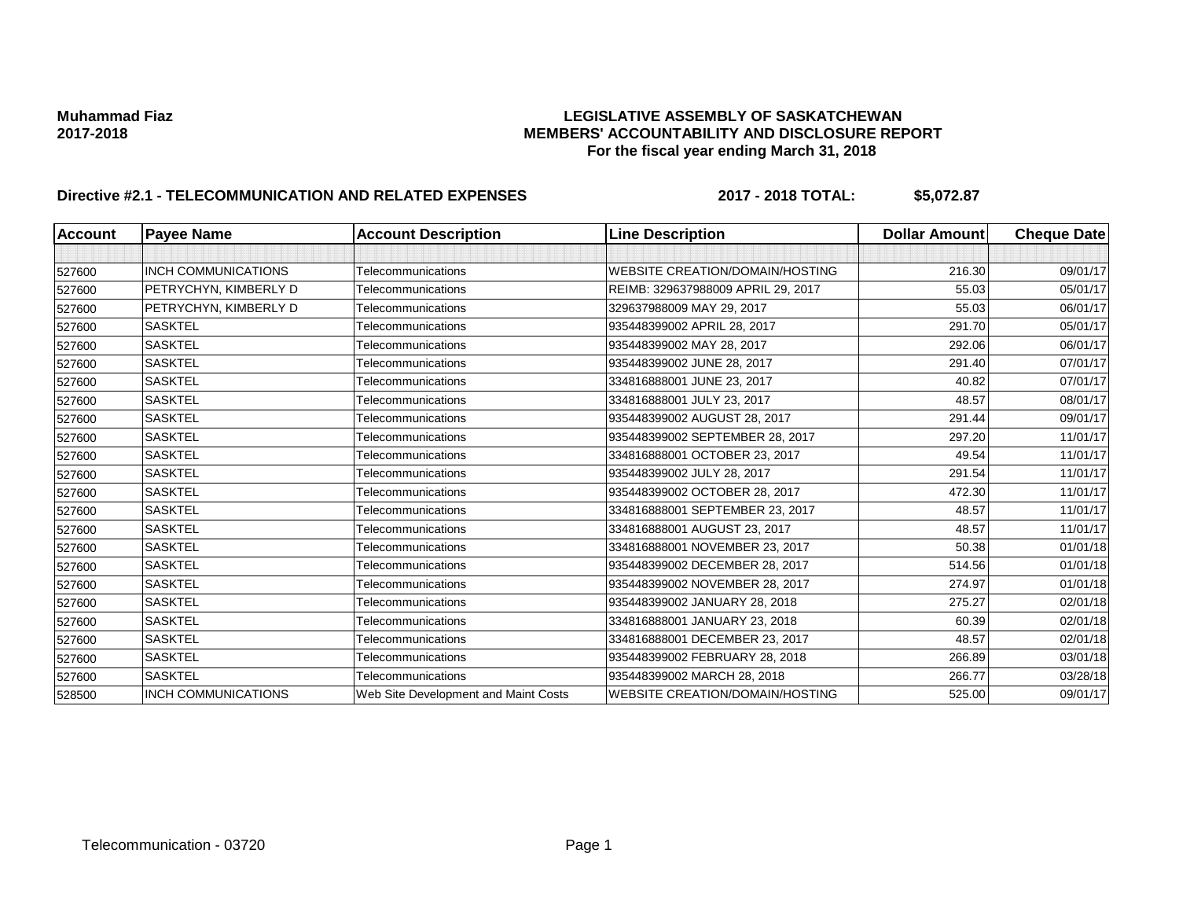**Muhammad Fiaz**
**2017-2018**

**LEGISLATIVE ASSEMBLY OF SASKATCHEWAN**
**MEMBERS' ACCOUNTABILITY AND DISCLOSURE REPORT**
**For the fiscal year ending March 31, 2018**

**Directive #2.1 - TELECOMMUNICATION AND RELATED EXPENSES** **2017 - 2018 TOTAL: $5,072.87**

| Account | Payee Name | Account Description | Line Description | Dollar Amount | Cheque Date |
|---|---|---|---|---|---|
| | | | | | |
| 527600 | INCH COMMUNICATIONS | Telecommunications | WEBSITE CREATION/DOMAIN/HOSTING | 216.30 | 09/01/17 |
| 527600 | PETRYCHYN, KIMBERLY D | Telecommunications | REIMB: 329637988009 APRIL 29, 2017 | 55.03 | 05/01/17 |
| 527600 | PETRYCHYN, KIMBERLY D | Telecommunications | 329637988009 MAY 29, 2017 | 55.03 | 06/01/17 |
| 527600 | SASKTEL | Telecommunications | 935448399002 APRIL 28, 2017 | 291.70 | 05/01/17 |
| 527600 | SASKTEL | Telecommunications | 935448399002 MAY 28, 2017 | 292.06 | 06/01/17 |
| 527600 | SASKTEL | Telecommunications | 935448399002 JUNE 28, 2017 | 291.40 | 07/01/17 |
| 527600 | SASKTEL | Telecommunications | 334816888001 JUNE 23, 2017 | 40.82 | 07/01/17 |
| 527600 | SASKTEL | Telecommunications | 334816888001 JULY 23, 2017 | 48.57 | 08/01/17 |
| 527600 | SASKTEL | Telecommunications | 935448399002 AUGUST 28, 2017 | 291.44 | 09/01/17 |
| 527600 | SASKTEL | Telecommunications | 935448399002 SEPTEMBER 28, 2017 | 297.20 | 11/01/17 |
| 527600 | SASKTEL | Telecommunications | 334816888001 OCTOBER 23, 2017 | 49.54 | 11/01/17 |
| 527600 | SASKTEL | Telecommunications | 935448399002 JULY 28, 2017 | 291.54 | 11/01/17 |
| 527600 | SASKTEL | Telecommunications | 935448399002 OCTOBER 28, 2017 | 472.30 | 11/01/17 |
| 527600 | SASKTEL | Telecommunications | 334816888001 SEPTEMBER 23, 2017 | 48.57 | 11/01/17 |
| 527600 | SASKTEL | Telecommunications | 334816888001 AUGUST 23, 2017 | 48.57 | 11/01/17 |
| 527600 | SASKTEL | Telecommunications | 334816888001 NOVEMBER 23, 2017 | 50.38 | 01/01/18 |
| 527600 | SASKTEL | Telecommunications | 935448399002 DECEMBER 28, 2017 | 514.56 | 01/01/18 |
| 527600 | SASKTEL | Telecommunications | 935448399002 NOVEMBER 28, 2017 | 274.97 | 01/01/18 |
| 527600 | SASKTEL | Telecommunications | 935448399002 JANUARY 28, 2018 | 275.27 | 02/01/18 |
| 527600 | SASKTEL | Telecommunications | 334816888001 JANUARY 23, 2018 | 60.39 | 02/01/18 |
| 527600 | SASKTEL | Telecommunications | 334816888001 DECEMBER 23, 2017 | 48.57 | 02/01/18 |
| 527600 | SASKTEL | Telecommunications | 935448399002 FEBRUARY 28, 2018 | 266.89 | 03/01/18 |
| 527600 | SASKTEL | Telecommunications | 935448399002 MARCH 28, 2018 | 266.77 | 03/28/18 |
| 528500 | INCH COMMUNICATIONS | Web Site Development and Maint Costs | WEBSITE CREATION/DOMAIN/HOSTING | 525.00 | 09/01/17 |

Telecommunication - 03720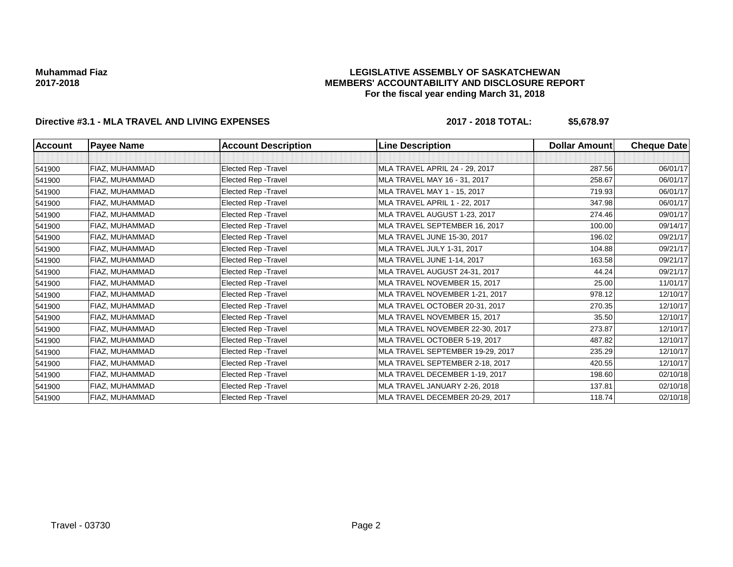**Muhammad Fiaz**
**2017-2018**

**LEGISLATIVE ASSEMBLY OF SASKATCHEWAN**
**MEMBERS' ACCOUNTABILITY AND DISCLOSURE REPORT**
**For the fiscal year ending March 31, 2018**

**Directive #3.1 - MLA TRAVEL AND LIVING EXPENSES** **2017 - 2018 TOTAL: $5,678.97**

| Account | Payee Name | Account Description | Line Description | Dollar Amount | Cheque Date |
|---|---|---|---|---|---|
| | | | | | |
| 541900 | FIAZ, MUHAMMAD | Elected Rep -Travel | MLA TRAVEL APRIL 24 - 29, 2017 | 287.56 | 06/01/17 |
| 541900 | FIAZ, MUHAMMAD | Elected Rep -Travel | MLA TRAVEL MAY 16 - 31, 2017 | 258.67 | 06/01/17 |
| 541900 | FIAZ, MUHAMMAD | Elected Rep -Travel | MLA TRAVEL MAY 1 - 15, 2017 | 719.93 | 06/01/17 |
| 541900 | FIAZ, MUHAMMAD | Elected Rep -Travel | MLA TRAVEL APRIL 1 - 22, 2017 | 347.98 | 06/01/17 |
| 541900 | FIAZ, MUHAMMAD | Elected Rep -Travel | MLA TRAVEL AUGUST 1-23, 2017 | 274.46 | 09/01/17 |
| 541900 | FIAZ, MUHAMMAD | Elected Rep -Travel | MLA TRAVEL SEPTEMBER 16, 2017 | 100.00 | 09/14/17 |
| 541900 | FIAZ, MUHAMMAD | Elected Rep -Travel | MLA TRAVEL JUNE 15-30, 2017 | 196.02 | 09/21/17 |
| 541900 | FIAZ, MUHAMMAD | Elected Rep -Travel | MLA TRAVEL JULY 1-31, 2017 | 104.88 | 09/21/17 |
| 541900 | FIAZ, MUHAMMAD | Elected Rep -Travel | MLA TRAVEL JUNE 1-14, 2017 | 163.58 | 09/21/17 |
| 541900 | FIAZ, MUHAMMAD | Elected Rep -Travel | MLA TRAVEL AUGUST 24-31, 2017 | 44.24 | 09/21/17 |
| 541900 | FIAZ, MUHAMMAD | Elected Rep -Travel | MLA TRAVEL NOVEMBER 15, 2017 | 25.00 | 11/01/17 |
| 541900 | FIAZ, MUHAMMAD | Elected Rep -Travel | MLA TRAVEL NOVEMBER 1-21, 2017 | 978.12 | 12/10/17 |
| 541900 | FIAZ, MUHAMMAD | Elected Rep -Travel | MLA TRAVEL OCTOBER 20-31, 2017 | 270.35 | 12/10/17 |
| 541900 | FIAZ, MUHAMMAD | Elected Rep -Travel | MLA TRAVEL NOVEMBER 15, 2017 | 35.50 | 12/10/17 |
| 541900 | FIAZ, MUHAMMAD | Elected Rep -Travel | MLA TRAVEL NOVEMBER 22-30, 2017 | 273.87 | 12/10/17 |
| 541900 | FIAZ, MUHAMMAD | Elected Rep -Travel | MLA TRAVEL OCTOBER 5-19, 2017 | 487.82 | 12/10/17 |
| 541900 | FIAZ, MUHAMMAD | Elected Rep -Travel | MLA TRAVEL SEPTEMBER 19-29, 2017 | 235.29 | 12/10/17 |
| 541900 | FIAZ, MUHAMMAD | Elected Rep -Travel | MLA TRAVEL SEPTEMBER 2-18, 2017 | 420.55 | 12/10/17 |
| 541900 | FIAZ, MUHAMMAD | Elected Rep -Travel | MLA TRAVEL DECEMBER 1-19, 2017 | 198.60 | 02/10/18 |
| 541900 | FIAZ, MUHAMMAD | Elected Rep -Travel | MLA TRAVEL JANUARY 2-26, 2018 | 137.81 | 02/10/18 |
| 541900 | FIAZ, MUHAMMAD | Elected Rep -Travel | MLA TRAVEL DECEMBER 20-29, 2017 | 118.74 | 02/10/18 |

Travel - 03730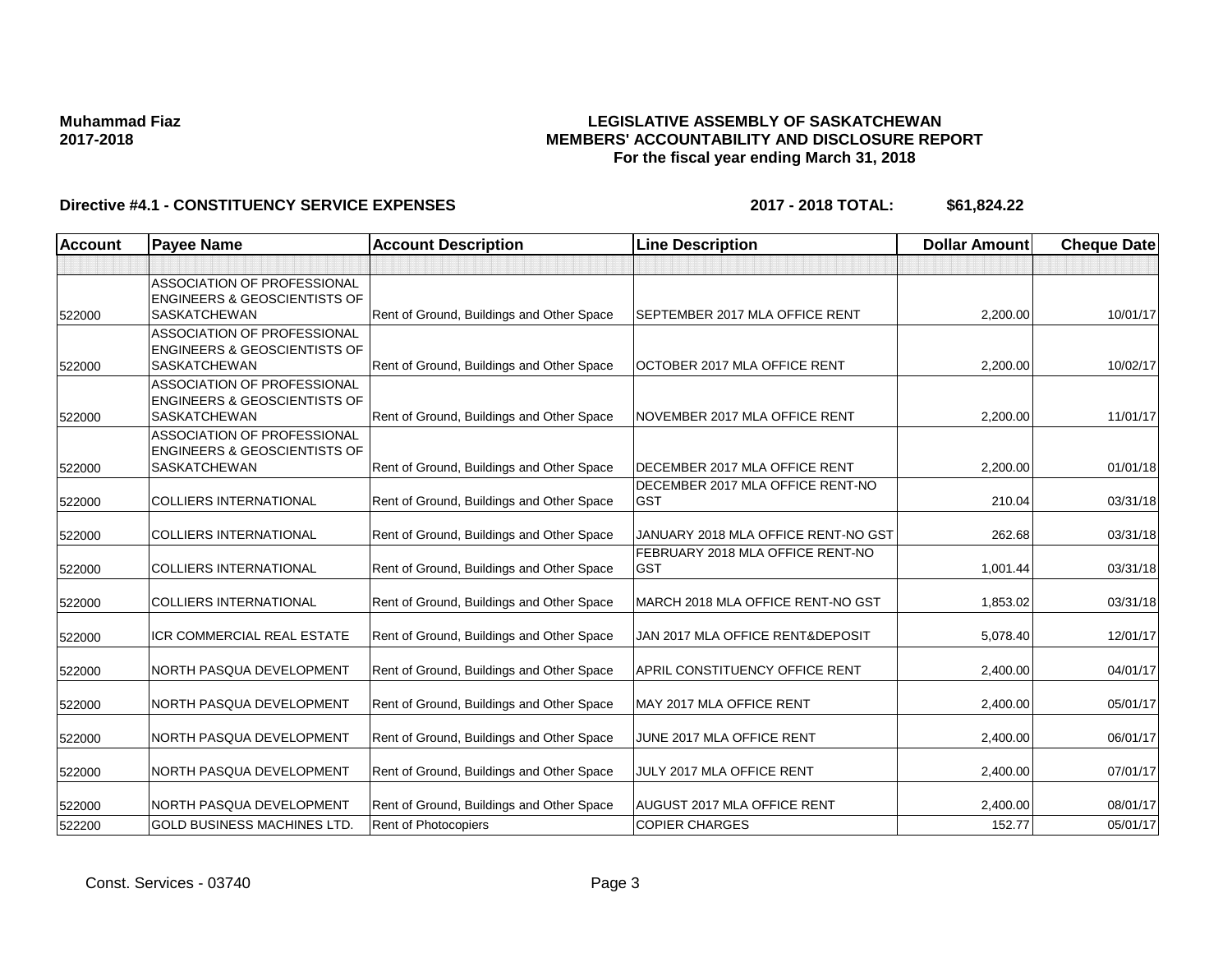Muhammad Fiaz
2017-2018

# LEGISLATIVE ASSEMBLY OF SASKATCHEWAN
## MEMBERS' ACCOUNTABILITY AND DISCLOSURE REPORT
### For the fiscal year ending March 31, 2018

**Directive #4.1 - CONSTITUENCY SERVICE EXPENSES** **2017 - 2018 TOTAL: $61,824.22**

| Account | Payee Name | Account Description | Line Description | Dollar Amount | Cheque Date |
|---|---|---|---|---|---|
| | | | | | |
| 522000 | ASSOCIATION OF PROFESSIONAL ENGINEERS & GEOSCIENTISTS OF SASKATCHEWAN | Rent of Ground, Buildings and Other Space | SEPTEMBER 2017 MLA OFFICE RENT | 2,200.00 | 10/01/17 |
| 522000 | ASSOCIATION OF PROFESSIONAL ENGINEERS & GEOSCIENTISTS OF SASKATCHEWAN | Rent of Ground, Buildings and Other Space | OCTOBER 2017 MLA OFFICE RENT | 2,200.00 | 10/02/17 |
| 522000 | ASSOCIATION OF PROFESSIONAL ENGINEERS & GEOSCIENTISTS OF SASKATCHEWAN | Rent of Ground, Buildings and Other Space | NOVEMBER 2017 MLA OFFICE RENT | 2,200.00 | 11/01/17 |
| 522000 | ASSOCIATION OF PROFESSIONAL ENGINEERS & GEOSCIENTISTS OF SASKATCHEWAN | Rent of Ground, Buildings and Other Space | DECEMBER 2017 MLA OFFICE RENT | 2,200.00 | 01/01/18 |
| 522000 | COLLIERS INTERNATIONAL | Rent of Ground, Buildings and Other Space | DECEMBER 2017 MLA OFFICE RENT-NO GST | 210.04 | 03/31/18 |
| 522000 | COLLIERS INTERNATIONAL | Rent of Ground, Buildings and Other Space | JANUARY 2018 MLA OFFICE RENT-NO GST | 262.68 | 03/31/18 |
| 522000 | COLLIERS INTERNATIONAL | Rent of Ground, Buildings and Other Space | FEBRUARY 2018 MLA OFFICE RENT-NO GST | 1,001.44 | 03/31/18 |
| 522000 | COLLIERS INTERNATIONAL | Rent of Ground, Buildings and Other Space | MARCH 2018 MLA OFFICE RENT-NO GST | 1,853.02 | 03/31/18 |
| 522000 | ICR COMMERCIAL REAL ESTATE | Rent of Ground, Buildings and Other Space | JAN 2017 MLA OFFICE RENT&DEPOSIT | 5,078.40 | 12/01/17 |
| 522000 | NORTH PASQUA DEVELOPMENT | Rent of Ground, Buildings and Other Space | APRIL CONSTITUENCY OFFICE RENT | 2,400.00 | 04/01/17 |
| 522000 | NORTH PASQUA DEVELOPMENT | Rent of Ground, Buildings and Other Space | MAY 2017 MLA OFFICE RENT | 2,400.00 | 05/01/17 |
| 522000 | NORTH PASQUA DEVELOPMENT | Rent of Ground, Buildings and Other Space | JUNE 2017 MLA OFFICE RENT | 2,400.00 | 06/01/17 |
| 522000 | NORTH PASQUA DEVELOPMENT | Rent of Ground, Buildings and Other Space | JULY 2017 MLA OFFICE RENT | 2,400.00 | 07/01/17 |
| 522000 | NORTH PASQUA DEVELOPMENT | Rent of Ground, Buildings and Other Space | AUGUST 2017 MLA OFFICE RENT | 2,400.00 | 08/01/17 |
| 522200 | GOLD BUSINESS MACHINES LTD. | Rent of Photocopiers | COPIER CHARGES | 152.77 | 05/01/17 |

Const. Services - 03740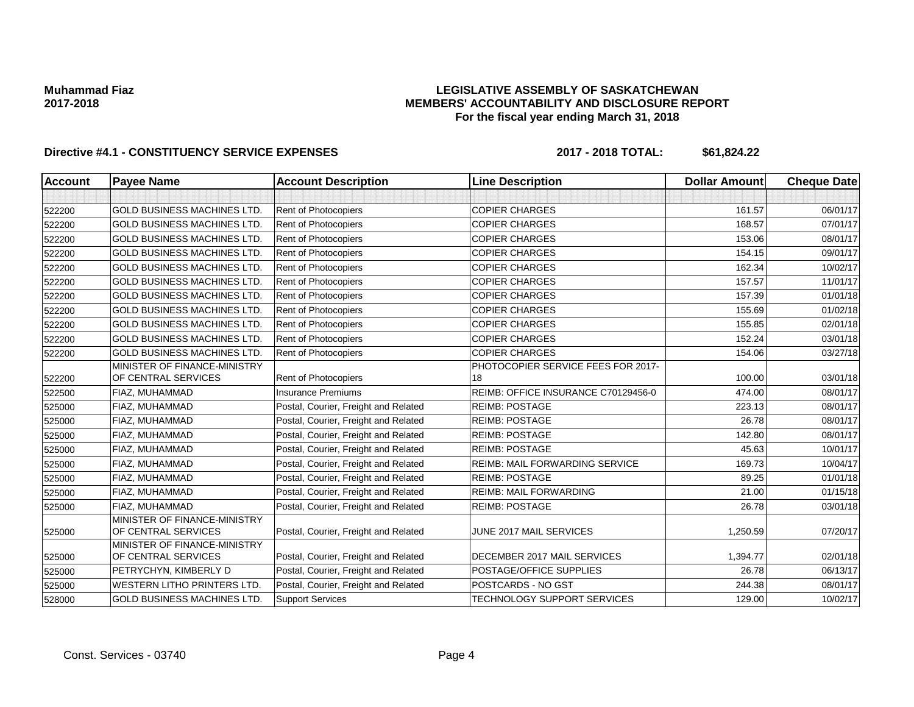**Muhammad Fiaz**
**2017-2018**

**LEGISLATIVE ASSEMBLY OF SASKATCHEWAN**
**MEMBERS' ACCOUNTABILITY AND DISCLOSURE REPORT**
**For the fiscal year ending March 31, 2018**

**Directive #4.1 - CONSTITUENCY SERVICE EXPENSES** **2017 - 2018 TOTAL: $61,824.22**

| Account | Payee Name | Account Description | Line Description | Dollar Amount | Cheque Date |
|---|---|---|---|---|---|
| | | | | | |
| 522200 | GOLD BUSINESS MACHINES LTD. | Rent of Photocopiers | COPIER CHARGES | 161.57 | 06/01/17 |
| 522200 | GOLD BUSINESS MACHINES LTD. | Rent of Photocopiers | COPIER CHARGES | 168.57 | 07/01/17 |
| 522200 | GOLD BUSINESS MACHINES LTD. | Rent of Photocopiers | COPIER CHARGES | 153.06 | 08/01/17 |
| 522200 | GOLD BUSINESS MACHINES LTD. | Rent of Photocopiers | COPIER CHARGES | 154.15 | 09/01/17 |
| 522200 | GOLD BUSINESS MACHINES LTD. | Rent of Photocopiers | COPIER CHARGES | 162.34 | 10/02/17 |
| 522200 | GOLD BUSINESS MACHINES LTD. | Rent of Photocopiers | COPIER CHARGES | 157.57 | 11/01/17 |
| 522200 | GOLD BUSINESS MACHINES LTD. | Rent of Photocopiers | COPIER CHARGES | 157.39 | 01/01/18 |
| 522200 | GOLD BUSINESS MACHINES LTD. | Rent of Photocopiers | COPIER CHARGES | 155.69 | 01/02/18 |
| 522200 | GOLD BUSINESS MACHINES LTD. | Rent of Photocopiers | COPIER CHARGES | 155.85 | 02/01/18 |
| 522200 | GOLD BUSINESS MACHINES LTD. | Rent of Photocopiers | COPIER CHARGES | 152.24 | 03/01/18 |
| 522200 | GOLD BUSINESS MACHINES LTD. | Rent of Photocopiers | COPIER CHARGES | 154.06 | 03/27/18 |
| 522200 | MINISTER OF FINANCE-MINISTRY OF CENTRAL SERVICES | Rent of Photocopiers | PHOTOCOPIER SERVICE FEES FOR 2017-18 | 100.00 | 03/01/18 |
| 522500 | FIAZ, MUHAMMAD | Insurance Premiums | REIMB: OFFICE INSURANCE C70129456-0 | 474.00 | 08/01/17 |
| 525000 | FIAZ, MUHAMMAD | Postal, Courier, Freight and Related | REIMB: POSTAGE | 223.13 | 08/01/17 |
| 525000 | FIAZ, MUHAMMAD | Postal, Courier, Freight and Related | REIMB: POSTAGE | 26.78 | 08/01/17 |
| 525000 | FIAZ, MUHAMMAD | Postal, Courier, Freight and Related | REIMB: POSTAGE | 142.80 | 08/01/17 |
| 525000 | FIAZ, MUHAMMAD | Postal, Courier, Freight and Related | REIMB: POSTAGE | 45.63 | 10/01/17 |
| 525000 | FIAZ, MUHAMMAD | Postal, Courier, Freight and Related | REIMB: MAIL FORWARDING SERVICE | 169.73 | 10/04/17 |
| 525000 | FIAZ, MUHAMMAD | Postal, Courier, Freight and Related | REIMB: POSTAGE | 89.25 | 01/01/18 |
| 525000 | FIAZ, MUHAMMAD | Postal, Courier, Freight and Related | REIMB: MAIL FORWARDING | 21.00 | 01/15/18 |
| 525000 | FIAZ, MUHAMMAD | Postal, Courier, Freight and Related | REIMB: POSTAGE | 26.78 | 03/01/18 |
| 525000 | MINISTER OF FINANCE-MINISTRY OF CENTRAL SERVICES | Postal, Courier, Freight and Related | JUNE 2017 MAIL SERVICES | 1,250.59 | 07/20/17 |
| 525000 | MINISTER OF FINANCE-MINISTRY OF CENTRAL SERVICES | Postal, Courier, Freight and Related | DECEMBER 2017 MAIL SERVICES | 1,394.77 | 02/01/18 |
| 525000 | PETRYCHYN, KIMBERLY D | Postal, Courier, Freight and Related | POSTAGE/OFFICE SUPPLIES | 26.78 | 06/13/17 |
| 525000 | WESTERN LITHO PRINTERS LTD. | Postal, Courier, Freight and Related | POSTCARDS - NO GST | 244.38 | 08/01/17 |
| 528000 | GOLD BUSINESS MACHINES LTD. | Support Services | TECHNOLOGY SUPPORT SERVICES | 129.00 | 10/02/17 |

Const. Services - 03740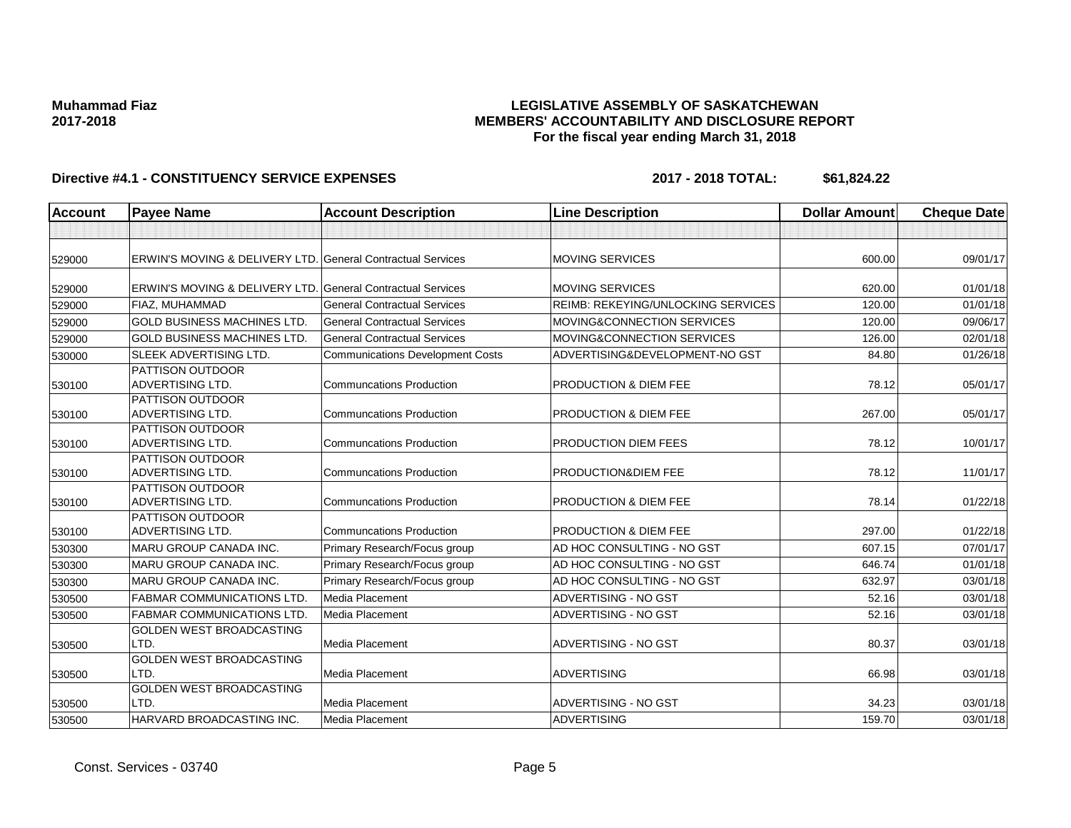**Muhammad Fiaz**
**2017-2018**

**LEGISLATIVE ASSEMBLY OF SASKATCHEWAN**
**MEMBERS' ACCOUNTABILITY AND DISCLOSURE REPORT**
**For the fiscal year ending March 31, 2018**

**Directive #4.1 - CONSTITUENCY SERVICE EXPENSES** **2017 - 2018 TOTAL: $61,824.22**

| Account | Payee Name | Account Description | Line Description | Dollar Amount | Cheque Date |
|---|---|---|---|---|---|
| | | | | | |
| 529000 | ERWIN'S MOVING & DELIVERY LTD. | General Contractual Services | MOVING SERVICES | 600.00 | 09/01/17 |
| 529000 | ERWIN'S MOVING & DELIVERY LTD. | General Contractual Services | MOVING SERVICES | 620.00 | 01/01/18 |
| 529000 | FIAZ, MUHAMMAD | General Contractual Services | REIMB: REKEYING/UNLOCKING SERVICES | 120.00 | 01/01/18 |
| 529000 | GOLD BUSINESS MACHINES LTD. | General Contractual Services | MOVING&CONNECTION SERVICES | 120.00 | 09/06/17 |
| 529000 | GOLD BUSINESS MACHINES LTD. | General Contractual Services | MOVING&CONNECTION SERVICES | 126.00 | 02/01/18 |
| 530000 | SLEEK ADVERTISING LTD. | Communications Development Costs | ADVERTISING&DEVELOPMENT-NO GST | 84.80 | 01/26/18 |
| 530100 | PATTISON OUTDOOR ADVERTISING LTD. | Communcations Production | PRODUCTION & DIEM FEE | 78.12 | 05/01/17 |
| 530100 | PATTISON OUTDOOR ADVERTISING LTD. | Communcations Production | PRODUCTION & DIEM FEE | 267.00 | 05/01/17 |
| 530100 | PATTISON OUTDOOR ADVERTISING LTD. | Communcations Production | PRODUCTION DIEM FEES | 78.12 | 10/01/17 |
| 530100 | PATTISON OUTDOOR ADVERTISING LTD. | Communcations Production | PRODUCTION&DIEM FEE | 78.12 | 11/01/17 |
| 530100 | PATTISON OUTDOOR ADVERTISING LTD. | Communcations Production | PRODUCTION & DIEM FEE | 78.14 | 01/22/18 |
| 530100 | PATTISON OUTDOOR ADVERTISING LTD. | Communcations Production | PRODUCTION & DIEM FEE | 297.00 | 01/22/18 |
| 530300 | MARU GROUP CANADA INC. | Primary Research/Focus group | AD HOC CONSULTING - NO GST | 607.15 | 07/01/17 |
| 530300 | MARU GROUP CANADA INC. | Primary Research/Focus group | AD HOC CONSULTING - NO GST | 646.74 | 01/01/18 |
| 530300 | MARU GROUP CANADA INC. | Primary Research/Focus group | AD HOC CONSULTING - NO GST | 632.97 | 03/01/18 |
| 530500 | FABMAR COMMUNICATIONS LTD. | Media Placement | ADVERTISING - NO GST | 52.16 | 03/01/18 |
| 530500 | FABMAR COMMUNICATIONS LTD. | Media Placement | ADVERTISING - NO GST | 52.16 | 03/01/18 |
| 530500 | GOLDEN WEST BROADCASTING LTD. | Media Placement | ADVERTISING - NO GST | 80.37 | 03/01/18 |
| 530500 | GOLDEN WEST BROADCASTING LTD. | Media Placement | ADVERTISING | 66.98 | 03/01/18 |
| 530500 | GOLDEN WEST BROADCASTING LTD. | Media Placement | ADVERTISING - NO GST | 34.23 | 03/01/18 |
| 530500 | HARVARD BROADCASTING INC. | Media Placement | ADVERTISING | 159.70 | 03/01/18 |

Const. Services - 03740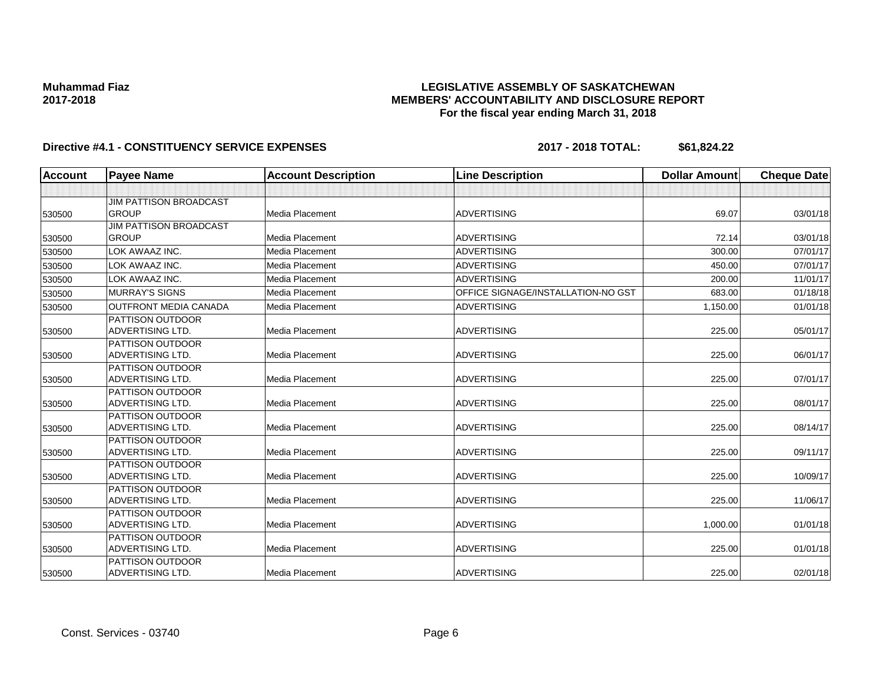**Muhammad Fiaz**
**2017-2018**

**LEGISLATIVE ASSEMBLY OF SASKATCHEWAN**
**MEMBERS' ACCOUNTABILITY AND DISCLOSURE REPORT**
**For the fiscal year ending March 31, 2018**

**Directive #4.1 - CONSTITUENCY SERVICE EXPENSES** **2017 - 2018 TOTAL: $61,824.22**

| Account | Payee Name | Account Description | Line Description | Dollar Amount | Cheque Date |
|---|---|---|---|---|---|
| | | | | | |
| 530500 | JIM PATTISON BROADCAST GROUP | Media Placement | ADVERTISING | 69.07 | 03/01/18 |
| 530500 | JIM PATTISON BROADCAST GROUP | Media Placement | ADVERTISING | 72.14 | 03/01/18 |
| 530500 | LOK AWAAZ INC. | Media Placement | ADVERTISING | 300.00 | 07/01/17 |
| 530500 | LOK AWAAZ INC. | Media Placement | ADVERTISING | 450.00 | 07/01/17 |
| 530500 | LOK AWAAZ INC. | Media Placement | ADVERTISING | 200.00 | 11/01/17 |
| 530500 | MURRAY'S SIGNS | Media Placement | OFFICE SIGNAGE/INSTALLATION-NO GST | 683.00 | 01/18/18 |
| 530500 | OUTFRONT MEDIA CANADA | Media Placement | ADVERTISING | 1,150.00 | 01/01/18 |
| 530500 | PATTISON OUTDOOR ADVERTISING LTD. | Media Placement | ADVERTISING | 225.00 | 05/01/17 |
| 530500 | PATTISON OUTDOOR ADVERTISING LTD. | Media Placement | ADVERTISING | 225.00 | 06/01/17 |
| 530500 | PATTISON OUTDOOR ADVERTISING LTD. | Media Placement | ADVERTISING | 225.00 | 07/01/17 |
| 530500 | PATTISON OUTDOOR ADVERTISING LTD. | Media Placement | ADVERTISING | 225.00 | 08/01/17 |
| 530500 | PATTISON OUTDOOR ADVERTISING LTD. | Media Placement | ADVERTISING | 225.00 | 08/14/17 |
| 530500 | PATTISON OUTDOOR ADVERTISING LTD. | Media Placement | ADVERTISING | 225.00 | 09/11/17 |
| 530500 | PATTISON OUTDOOR ADVERTISING LTD. | Media Placement | ADVERTISING | 225.00 | 10/09/17 |
| 530500 | PATTISON OUTDOOR ADVERTISING LTD. | Media Placement | ADVERTISING | 225.00 | 11/06/17 |
| 530500 | PATTISON OUTDOOR ADVERTISING LTD. | Media Placement | ADVERTISING | 1,000.00 | 01/01/18 |
| 530500 | PATTISON OUTDOOR ADVERTISING LTD. | Media Placement | ADVERTISING | 225.00 | 01/01/18 |
| 530500 | PATTISON OUTDOOR ADVERTISING LTD. | Media Placement | ADVERTISING | 225.00 | 02/01/18 |

Const. Services - 03740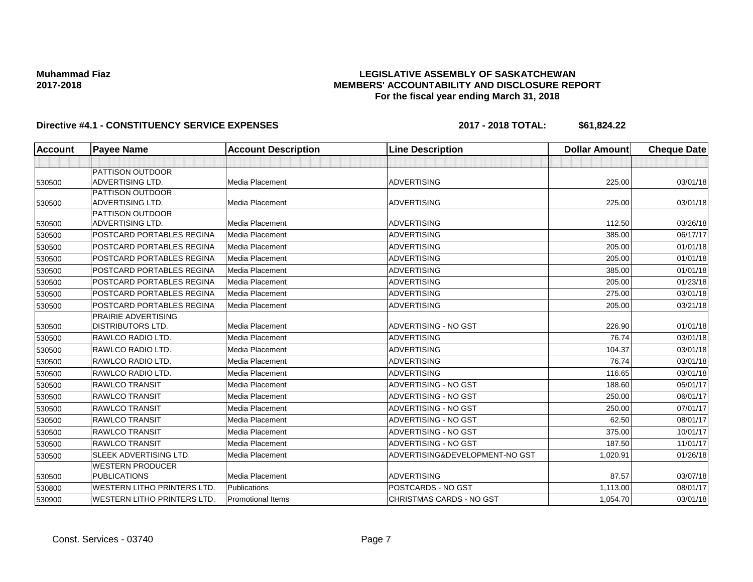**Muhammad Fiaz**
**2017-2018**

**LEGISLATIVE ASSEMBLY OF SASKATCHEWAN**
**MEMBERS' ACCOUNTABILITY AND DISCLOSURE REPORT**
**For the fiscal year ending March 31, 2018**

**Directive #4.1 - CONSTITUENCY SERVICE EXPENSES** **2017 - 2018 TOTAL: $61,824.22**

| Account | Payee Name | Account Description | Line Description | Dollar Amount | Cheque Date |
|---|---|---|---|---|---|
| | | | | | |
| 530500 | PATTISON OUTDOOR ADVERTISING LTD. | Media Placement | ADVERTISING | 225.00 | 03/01/18 |
| 530500 | PATTISON OUTDOOR ADVERTISING LTD. | Media Placement | ADVERTISING | 225.00 | 03/01/18 |
| 530500 | PATTISON OUTDOOR ADVERTISING LTD. | Media Placement | ADVERTISING | 112.50 | 03/26/18 |
| 530500 | POSTCARD PORTABLES REGINA | Media Placement | ADVERTISING | 385.00 | 06/17/17 |
| 530500 | POSTCARD PORTABLES REGINA | Media Placement | ADVERTISING | 205.00 | 01/01/18 |
| 530500 | POSTCARD PORTABLES REGINA | Media Placement | ADVERTISING | 205.00 | 01/01/18 |
| 530500 | POSTCARD PORTABLES REGINA | Media Placement | ADVERTISING | 385.00 | 01/01/18 |
| 530500 | POSTCARD PORTABLES REGINA | Media Placement | ADVERTISING | 205.00 | 01/23/18 |
| 530500 | POSTCARD PORTABLES REGINA | Media Placement | ADVERTISING | 275.00 | 03/01/18 |
| 530500 | POSTCARD PORTABLES REGINA | Media Placement | ADVERTISING | 205.00 | 03/21/18 |
| 530500 | PRAIRIE ADVERTISING DISTRIBUTORS LTD. | Media Placement | ADVERTISING - NO GST | 226.90 | 01/01/18 |
| 530500 | RAWLCO RADIO LTD. | Media Placement | ADVERTISING | 76.74 | 03/01/18 |
| 530500 | RAWLCO RADIO LTD. | Media Placement | ADVERTISING | 104.37 | 03/01/18 |
| 530500 | RAWLCO RADIO LTD. | Media Placement | ADVERTISING | 76.74 | 03/01/18 |
| 530500 | RAWLCO RADIO LTD. | Media Placement | ADVERTISING | 116.65 | 03/01/18 |
| 530500 | RAWLCO TRANSIT | Media Placement | ADVERTISING - NO GST | 188.60 | 05/01/17 |
| 530500 | RAWLCO TRANSIT | Media Placement | ADVERTISING - NO GST | 250.00 | 06/01/17 |
| 530500 | RAWLCO TRANSIT | Media Placement | ADVERTISING - NO GST | 250.00 | 07/01/17 |
| 530500 | RAWLCO TRANSIT | Media Placement | ADVERTISING - NO GST | 62.50 | 08/01/17 |
| 530500 | RAWLCO TRANSIT | Media Placement | ADVERTISING - NO GST | 375.00 | 10/01/17 |
| 530500 | RAWLCO TRANSIT | Media Placement | ADVERTISING - NO GST | 187.50 | 11/01/17 |
| 530500 | SLEEK ADVERTISING LTD. | Media Placement | ADVERTISING&DEVELOPMENT-NO GST | 1,020.91 | 01/26/18 |
| 530500 | WESTERN PRODUCER PUBLICATIONS | Media Placement | ADVERTISING | 87.57 | 03/07/18 |
| 530800 | WESTERN LITHO PRINTERS LTD. | Publications | POSTCARDS - NO GST | 1,113.00 | 08/01/17 |
| 530900 | WESTERN LITHO PRINTERS LTD. | Promotional Items | CHRISTMAS CARDS - NO GST | 1,054.70 | 03/01/18 |

Const. Services - 03740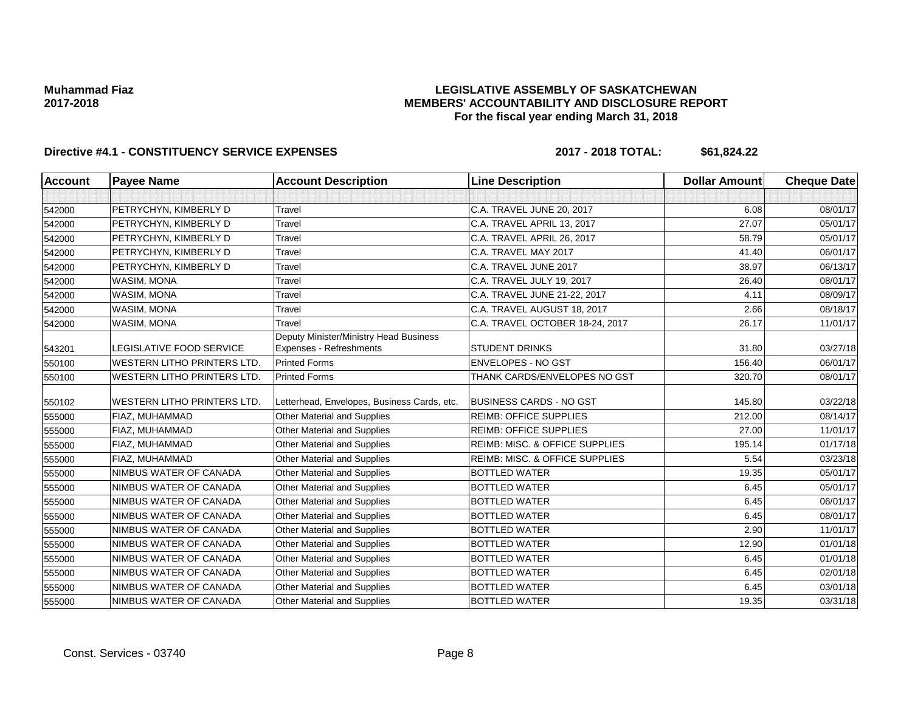**Muhammad Fiaz**
**2017-2018**

**LEGISLATIVE ASSEMBLY OF SASKATCHEWAN**
**MEMBERS' ACCOUNTABILITY AND DISCLOSURE REPORT**
**For the fiscal year ending March 31, 2018**

**Directive #4.1 - CONSTITUENCY SERVICE EXPENSES** **2017 - 2018 TOTAL: $61,824.22**

| Account | Payee Name | Account Description | Line Description | Dollar Amount | Cheque Date |
|---|---|---|---|---|---|
| | | | | | |
| 542000 | PETRYCHYN, KIMBERLY D | Travel | C.A. TRAVEL JUNE 20, 2017 | 6.08 | 08/01/17 |
| 542000 | PETRYCHYN, KIMBERLY D | Travel | C.A. TRAVEL APRIL 13, 2017 | 27.07 | 05/01/17 |
| 542000 | PETRYCHYN, KIMBERLY D | Travel | C.A. TRAVEL APRIL 26, 2017 | 58.79 | 05/01/17 |
| 542000 | PETRYCHYN, KIMBERLY D | Travel | C.A. TRAVEL MAY 2017 | 41.40 | 06/01/17 |
| 542000 | PETRYCHYN, KIMBERLY D | Travel | C.A. TRAVEL JUNE 2017 | 38.97 | 06/13/17 |
| 542000 | WASIM, MONA | Travel | C.A. TRAVEL JULY 19, 2017 | 26.40 | 08/01/17 |
| 542000 | WASIM, MONA | Travel | C.A. TRAVEL JUNE 21-22, 2017 | 4.11 | 08/09/17 |
| 542000 | WASIM, MONA | Travel | C.A. TRAVEL AUGUST 18, 2017 | 2.66 | 08/18/17 |
| 542000 | WASIM, MONA | Travel | C.A. TRAVEL OCTOBER 18-24, 2017 | 26.17 | 11/01/17 |
| 543201 | LEGISLATIVE FOOD SERVICE | Deputy Minister/Ministry Head Business Expenses - Refreshments | STUDENT DRINKS | 31.80 | 03/27/18 |
| 550100 | WESTERN LITHO PRINTERS LTD. | Printed Forms | ENVELOPES - NO GST | 156.40 | 06/01/17 |
| 550100 | WESTERN LITHO PRINTERS LTD. | Printed Forms | THANK CARDS/ENVELOPES NO GST | 320.70 | 08/01/17 |
| 550102 | WESTERN LITHO PRINTERS LTD. | Letterhead, Envelopes, Business Cards, etc. | BUSINESS CARDS - NO GST | 145.80 | 03/22/18 |
| 555000 | FIAZ, MUHAMMAD | Other Material and Supplies | REIMB: OFFICE SUPPLIES | 212.00 | 08/14/17 |
| 555000 | FIAZ, MUHAMMAD | Other Material and Supplies | REIMB: OFFICE SUPPLIES | 27.00 | 11/01/17 |
| 555000 | FIAZ, MUHAMMAD | Other Material and Supplies | REIMB: MISC. & OFFICE SUPPLIES | 195.14 | 01/17/18 |
| 555000 | FIAZ, MUHAMMAD | Other Material and Supplies | REIMB: MISC. & OFFICE SUPPLIES | 5.54 | 03/23/18 |
| 555000 | NIMBUS WATER OF CANADA | Other Material and Supplies | BOTTLED WATER | 19.35 | 05/01/17 |
| 555000 | NIMBUS WATER OF CANADA | Other Material and Supplies | BOTTLED WATER | 6.45 | 05/01/17 |
| 555000 | NIMBUS WATER OF CANADA | Other Material and Supplies | BOTTLED WATER | 6.45 | 06/01/17 |
| 555000 | NIMBUS WATER OF CANADA | Other Material and Supplies | BOTTLED WATER | 6.45 | 08/01/17 |
| 555000 | NIMBUS WATER OF CANADA | Other Material and Supplies | BOTTLED WATER | 2.90 | 11/01/17 |
| 555000 | NIMBUS WATER OF CANADA | Other Material and Supplies | BOTTLED WATER | 12.90 | 01/01/18 |
| 555000 | NIMBUS WATER OF CANADA | Other Material and Supplies | BOTTLED WATER | 6.45 | 01/01/18 |
| 555000 | NIMBUS WATER OF CANADA | Other Material and Supplies | BOTTLED WATER | 6.45 | 02/01/18 |
| 555000 | NIMBUS WATER OF CANADA | Other Material and Supplies | BOTTLED WATER | 6.45 | 03/01/18 |
| 555000 | NIMBUS WATER OF CANADA | Other Material and Supplies | BOTTLED WATER | 19.35 | 03/31/18 |

Const. Services - 03740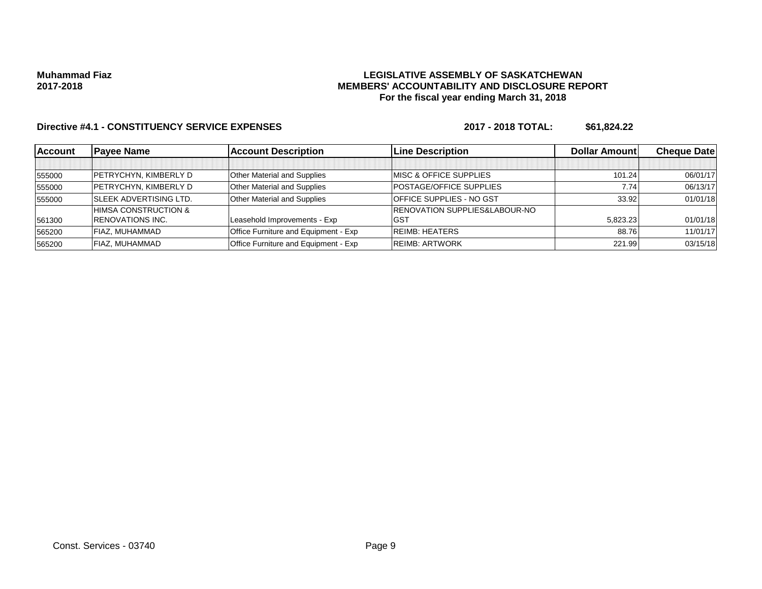**Muhammad Fiaz**
**2017-2018**

**LEGISLATIVE ASSEMBLY OF SASKATCHEWAN**
**MEMBERS' ACCOUNTABILITY AND DISCLOSURE REPORT**
**For the fiscal year ending March 31, 2018**

**Directive #4.1 - CONSTITUENCY SERVICE EXPENSES** **2017 - 2018 TOTAL: $61,824.22**

| Account | Payee Name | Account Description | Line Description | Dollar Amount | Cheque Date |
|---|---|---|---|---|---|
| | | | | | |
| 555000 | PETRYCHYN, KIMBERLY D | Other Material and Supplies | MISC & OFFICE SUPPLIES | 101.24 | 06/01/17 |
| 555000 | PETRYCHYN, KIMBERLY D | Other Material and Supplies | POSTAGE/OFFICE SUPPLIES | 7.74 | 06/13/17 |
| 555000 | SLEEK ADVERTISING LTD. | Other Material and Supplies | OFFICE SUPPLIES - NO GST | 33.92 | 01/01/18 |
| 561300 | HIMSA CONSTRUCTION & RENOVATIONS INC. | Leasehold Improvements - Exp | RENOVATION SUPPLIES&LABOUR-NO GST | 5,823.23 | 01/01/18 |
| 565200 | FIAZ, MUHAMMAD | Office Furniture and Equipment - Exp | REIMB: HEATERS | 88.76 | 11/01/17 |
| 565200 | FIAZ, MUHAMMAD | Office Furniture and Equipment - Exp | REIMB: ARTWORK | 221.99 | 03/15/18 |

Const. Services - 03740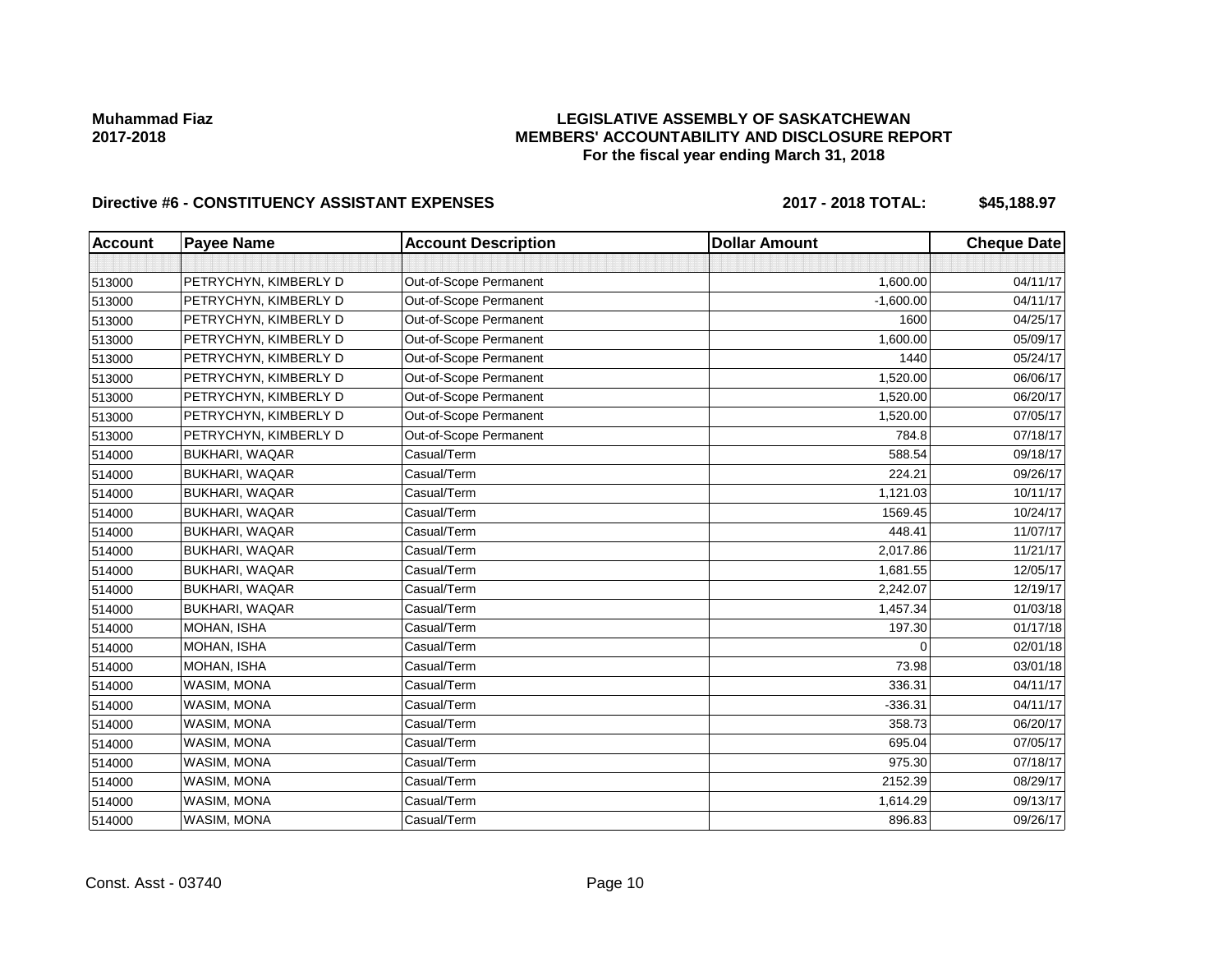Muhammad Fiaz
2017-2018

# LEGISLATIVE ASSEMBLY OF SASKATCHEWAN
## MEMBERS' ACCOUNTABILITY AND DISCLOSURE REPORT
### For the fiscal year ending March 31, 2018

**Directive #6 - CONSTITUENCY ASSISTANT EXPENSES** **2017 - 2018 TOTAL: $45,188.97**

| Account | Payee Name | Account Description | Dollar Amount | Cheque Date |
|---|---|---|---|---|
| | | | | |
| 513000 | PETRYCHYN, KIMBERLY D | Out-of-Scope Permanent | 1,600.00 | 04/11/17 |
| 513000 | PETRYCHYN, KIMBERLY D | Out-of-Scope Permanent | -1,600.00 | 04/11/17 |
| 513000 | PETRYCHYN, KIMBERLY D | Out-of-Scope Permanent | 1600 | 04/25/17 |
| 513000 | PETRYCHYN, KIMBERLY D | Out-of-Scope Permanent | 1,600.00 | 05/09/17 |
| 513000 | PETRYCHYN, KIMBERLY D | Out-of-Scope Permanent | 1440 | 05/24/17 |
| 513000 | PETRYCHYN, KIMBERLY D | Out-of-Scope Permanent | 1,520.00 | 06/06/17 |
| 513000 | PETRYCHYN, KIMBERLY D | Out-of-Scope Permanent | 1,520.00 | 06/20/17 |
| 513000 | PETRYCHYN, KIMBERLY D | Out-of-Scope Permanent | 1,520.00 | 07/05/17 |
| 513000 | PETRYCHYN, KIMBERLY D | Out-of-Scope Permanent | 784.8 | 07/18/17 |
| 514000 | BUKHARI, WAQAR | Casual/Term | 588.54 | 09/18/17 |
| 514000 | BUKHARI, WAQAR | Casual/Term | 224.21 | 09/26/17 |
| 514000 | BUKHARI, WAQAR | Casual/Term | 1,121.03 | 10/11/17 |
| 514000 | BUKHARI, WAQAR | Casual/Term | 1569.45 | 10/24/17 |
| 514000 | BUKHARI, WAQAR | Casual/Term | 448.41 | 11/07/17 |
| 514000 | BUKHARI, WAQAR | Casual/Term | 2,017.86 | 11/21/17 |
| 514000 | BUKHARI, WAQAR | Casual/Term | 1,681.55 | 12/05/17 |
| 514000 | BUKHARI, WAQAR | Casual/Term | 2,242.07 | 12/19/17 |
| 514000 | BUKHARI, WAQAR | Casual/Term | 1,457.34 | 01/03/18 |
| 514000 | MOHAN, ISHA | Casual/Term | 197.30 | 01/17/18 |
| 514000 | MOHAN, ISHA | Casual/Term | 0 | 02/01/18 |
| 514000 | MOHAN, ISHA | Casual/Term | 73.98 | 03/01/18 |
| 514000 | WASIM, MONA | Casual/Term | 336.31 | 04/11/17 |
| 514000 | WASIM, MONA | Casual/Term | -336.31 | 04/11/17 |
| 514000 | WASIM, MONA | Casual/Term | 358.73 | 06/20/17 |
| 514000 | WASIM, MONA | Casual/Term | 695.04 | 07/05/17 |
| 514000 | WASIM, MONA | Casual/Term | 975.30 | 07/18/17 |
| 514000 | WASIM, MONA | Casual/Term | 2152.39 | 08/29/17 |
| 514000 | WASIM, MONA | Casual/Term | 1,614.29 | 09/13/17 |
| 514000 | WASIM, MONA | Casual/Term | 896.83 | 09/26/17 |

Const. Asst - 03740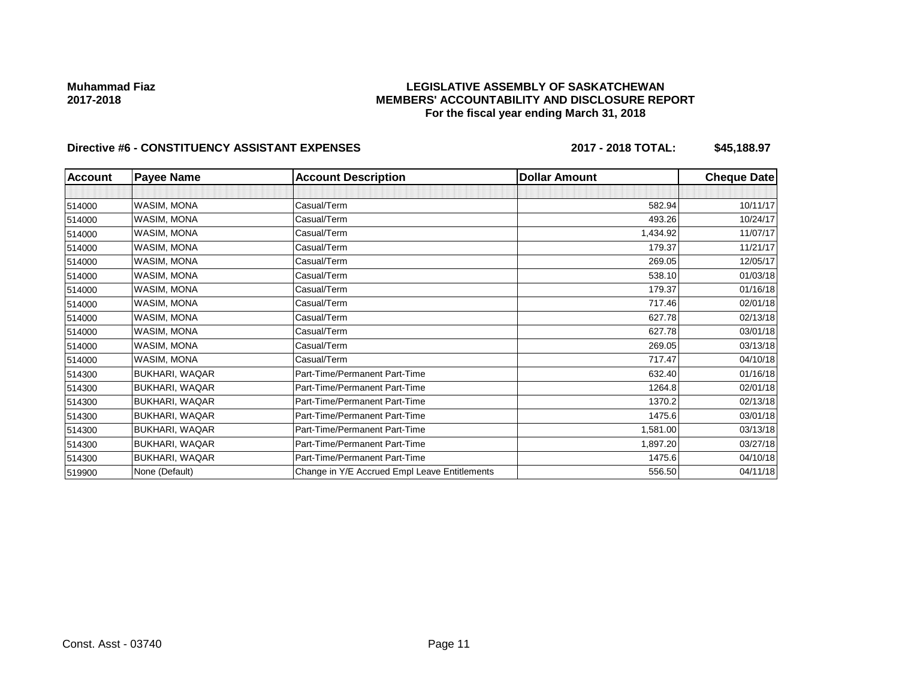**Muhammad Fiaz**
**2017-2018**

# LEGISLATIVE ASSEMBLY OF SASKATCHEWAN
## MEMBERS' ACCOUNTABILITY AND DISCLOSURE REPORT
### For the fiscal year ending March 31, 2018

**Directive #6 - CONSTITUENCY ASSISTANT EXPENSES** **2017 - 2018 TOTAL: $45,188.97**

| Account | Payee Name | Account Description | Dollar Amount | Cheque Date |
|---|---|---|---|---|
| | | | | |
| 514000 | WASIM, MONA | Casual/Term | 582.94 | 10/11/17 |
| 514000 | WASIM, MONA | Casual/Term | 493.26 | 10/24/17 |
| 514000 | WASIM, MONA | Casual/Term | 1,434.92 | 11/07/17 |
| 514000 | WASIM, MONA | Casual/Term | 179.37 | 11/21/17 |
| 514000 | WASIM, MONA | Casual/Term | 269.05 | 12/05/17 |
| 514000 | WASIM, MONA | Casual/Term | 538.10 | 01/03/18 |
| 514000 | WASIM, MONA | Casual/Term | 179.37 | 01/16/18 |
| 514000 | WASIM, MONA | Casual/Term | 717.46 | 02/01/18 |
| 514000 | WASIM, MONA | Casual/Term | 627.78 | 02/13/18 |
| 514000 | WASIM, MONA | Casual/Term | 627.78 | 03/01/18 |
| 514000 | WASIM, MONA | Casual/Term | 269.05 | 03/13/18 |
| 514000 | WASIM, MONA | Casual/Term | 717.47 | 04/10/18 |
| 514300 | BUKHARI, WAQAR | Part-Time/Permanent Part-Time | 632.40 | 01/16/18 |
| 514300 | BUKHARI, WAQAR | Part-Time/Permanent Part-Time | 1264.8 | 02/01/18 |
| 514300 | BUKHARI, WAQAR | Part-Time/Permanent Part-Time | 1370.2 | 02/13/18 |
| 514300 | BUKHARI, WAQAR | Part-Time/Permanent Part-Time | 1475.6 | 03/01/18 |
| 514300 | BUKHARI, WAQAR | Part-Time/Permanent Part-Time | 1,581.00 | 03/13/18 |
| 514300 | BUKHARI, WAQAR | Part-Time/Permanent Part-Time | 1,897.20 | 03/27/18 |
| 514300 | BUKHARI, WAQAR | Part-Time/Permanent Part-Time | 1475.6 | 04/10/18 |
| 519900 | None (Default) | Change in Y/E Accrued Empl Leave Entitlements | 556.50 | 04/11/18 |

Const. Asst - 03740